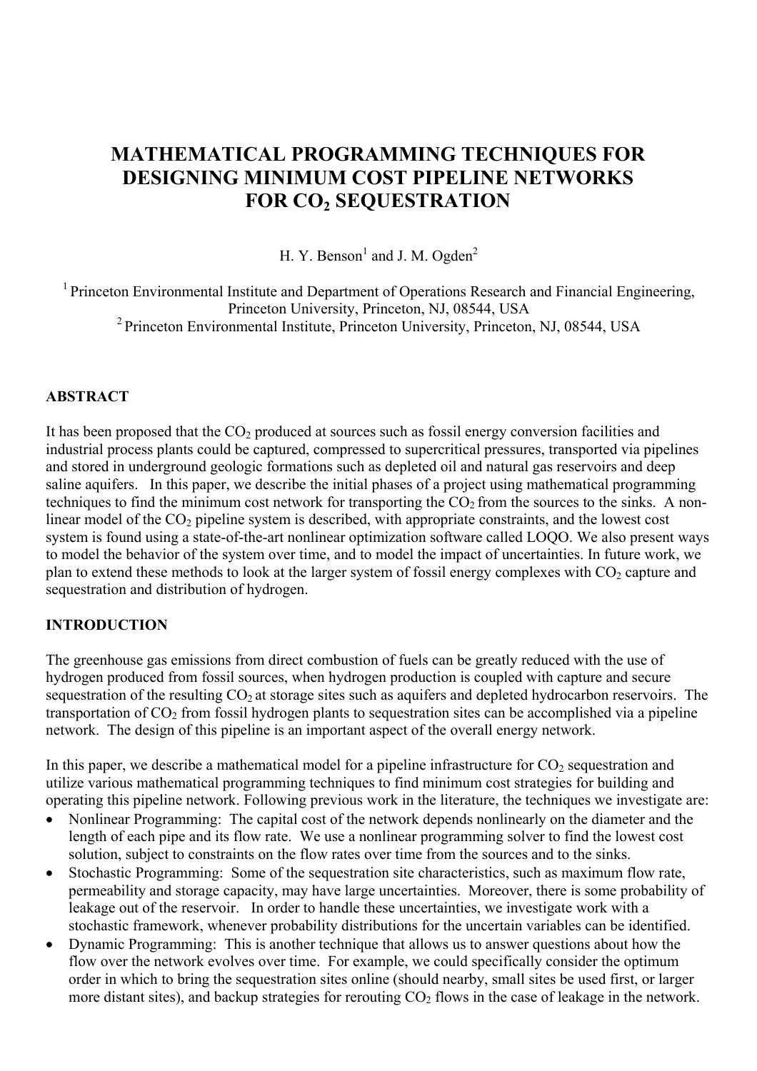# MATHEMATICAL PROGRAMMING TECHNIQUES FOR DESIGNING MINIMUM COST PIPELINE NETWORKS FOR $CO_2$ SEQUESTRATION

H. Y. Benson[1] and J. M. Ogden[2]

[1] Princeton Environmental Institute and Department of Operations Research and Financial Engineering, Princeton University, Princeton, NJ, 08544, USA
[2] Princeton Environmental Institute, Princeton University, Princeton, NJ, 08544, USA

## ABSTRACT

It has been proposed that the $CO_2$ produced at sources such as fossil energy conversion facilities and industrial process plants could be captured, compressed to supercritical pressures, transported via pipelines and stored in underground geologic formations such as depleted oil and natural gas reservoirs and deep saline aquifers. In this paper, we describe the initial phases of a project using mathematical programming techniques to find the minimum cost network for transporting the $CO_2$ from the sources to the sinks. A non-linear model of the $CO_2$ pipeline system is described, with appropriate constraints, and the lowest cost system is found using a state-of-the-art nonlinear optimization software called LOQO. We also present ways to model the behavior of the system over time, and to model the impact of uncertainties. In future work, we plan to extend these methods to look at the larger system of fossil energy complexes with $CO_2$ capture and sequestration and distribution of hydrogen.

## INTRODUCTION

The greenhouse gas emissions from direct combustion of fuels can be greatly reduced with the use of hydrogen produced from fossil sources, when hydrogen production is coupled with capture and secure sequestration of the resulting $CO_2$ at storage sites such as aquifers and depleted hydrocarbon reservoirs. The transportation of $CO_2$ from fossil hydrogen plants to sequestration sites can be accomplished via a pipeline network. The design of this pipeline is an important aspect of the overall energy network.

In this paper, we describe a mathematical model for a pipeline infrastructure for $CO_2$ sequestration and utilize various mathematical programming techniques to find minimum cost strategies for building and operating this pipeline network. Following previous work in the literature, the techniques we investigate are:

- Nonlinear Programming: The capital cost of the network depends nonlinearly on the diameter and the length of each pipe and its flow rate. We use a nonlinear programming solver to find the lowest cost solution, subject to constraints on the flow rates over time from the sources and to the sinks.
- Stochastic Programming: Some of the sequestration site characteristics, such as maximum flow rate, permeability and storage capacity, may have large uncertainties. Moreover, there is some probability of leakage out of the reservoir. In order to handle these uncertainties, we investigate work with a stochastic framework, whenever probability distributions for the uncertain variables can be identified.
- Dynamic Programming: This is another technique that allows us to answer questions about how the flow over the network evolves over time. For example, we could specifically consider the optimum order in which to bring the sequestration sites online (should nearby, small sites be used first, or larger more distant sites), and backup strategies for rerouting $CO_2$ flows in the case of leakage in the network.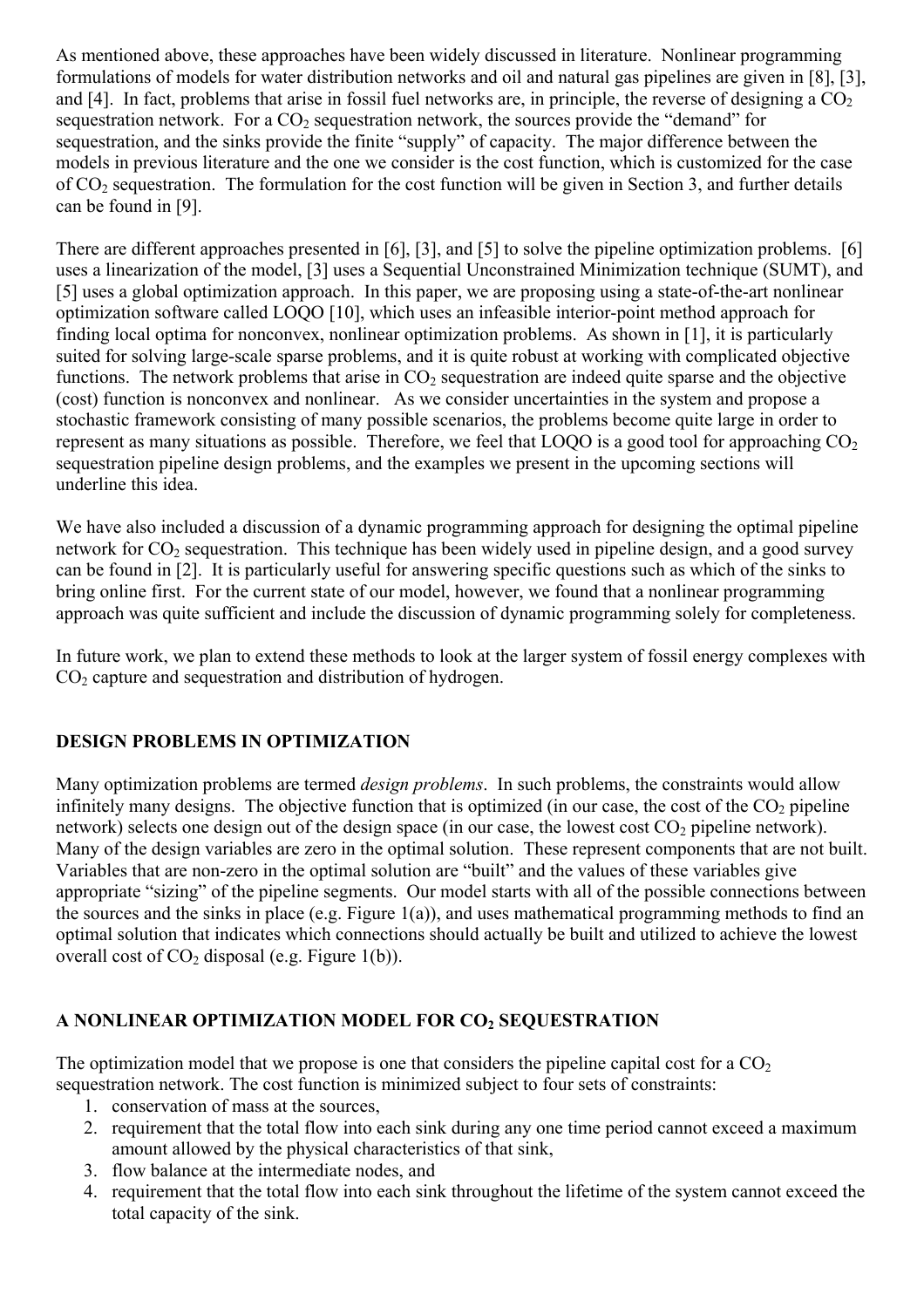As mentioned above, these approaches have been widely discussed in literature. Nonlinear programming formulations of models for water distribution networks and oil and natural gas pipelines are given in [8], [3], and [4]. In fact, problems that arise in fossil fuel networks are, in principle, the reverse of designing a $CO_2$ sequestration network. For a $CO_2$ sequestration network, the sources provide the "demand" for sequestration, and the sinks provide the finite "supply" of capacity. The major difference between the models in previous literature and the one we consider is the cost function, which is customized for the case of $CO_2$ sequestration. The formulation for the cost function will be given in Section 3, and further details can be found in [9].

There are different approaches presented in [6], [3], and [5] to solve the pipeline optimization problems. [6] uses a linearization of the model, [3] uses a Sequential Unconstrained Minimization technique (SUMT), and [5] uses a global optimization approach. In this paper, we are proposing using a state-of-the-art nonlinear optimization software called LOQO [10], which uses an infeasible interior-point method approach for finding local optima for nonconvex, nonlinear optimization problems. As shown in [1], it is particularly suited for solving large-scale sparse problems, and it is quite robust at working with complicated objective functions. The network problems that arise in $CO_2$ sequestration are indeed quite sparse and the objective (cost) function is nonconvex and nonlinear. As we consider uncertainties in the system and propose a stochastic framework consisting of many possible scenarios, the problems become quite large in order to represent as many situations as possible. Therefore, we feel that LOQO is a good tool for approaching $CO_2$ sequestration pipeline design problems, and the examples we present in the upcoming sections will underline this idea.

We have also included a discussion of a dynamic programming approach for designing the optimal pipeline network for $CO_2$ sequestration. This technique has been widely used in pipeline design, and a good survey can be found in [2]. It is particularly useful for answering specific questions such as which of the sinks to bring online first. For the current state of our model, however, we found that a nonlinear programming approach was quite sufficient and include the discussion of dynamic programming solely for completeness.

In future work, we plan to extend these methods to look at the larger system of fossil energy complexes with $CO_2$ capture and sequestration and distribution of hydrogen.

## DESIGN PROBLEMS IN OPTIMIZATION

Many optimization problems are termed *design problems*. In such problems, the constraints would allow infinitely many designs. The objective function that is optimized (in our case, the cost of the $CO_2$ pipeline network) selects one design out of the design space (in our case, the lowest cost $CO_2$ pipeline network). Many of the design variables are zero in the optimal solution. These represent components that are not built. Variables that are non-zero in the optimal solution are "built" and the values of these variables give appropriate "sizing" of the pipeline segments. Our model starts with all of the possible connections between the sources and the sinks in place (e.g. Figure 1(a)), and uses mathematical programming methods to find an optimal solution that indicates which connections should actually be built and utilized to achieve the lowest overall cost of $CO_2$ disposal (e.g. Figure 1(b)).

## A NONLINEAR OPTIMIZATION MODEL FOR $CO_2$ SEQUESTRATION

The optimization model that we propose is one that considers the pipeline capital cost for a $CO_2$ sequestration network. The cost function is minimized subject to four sets of constraints:

1. conservation of mass at the sources,
2. requirement that the total flow into each sink during any one time period cannot exceed a maximum amount allowed by the physical characteristics of that sink,
3. flow balance at the intermediate nodes, and
4. requirement that the total flow into each sink throughout the lifetime of the system cannot exceed the total capacity of the sink.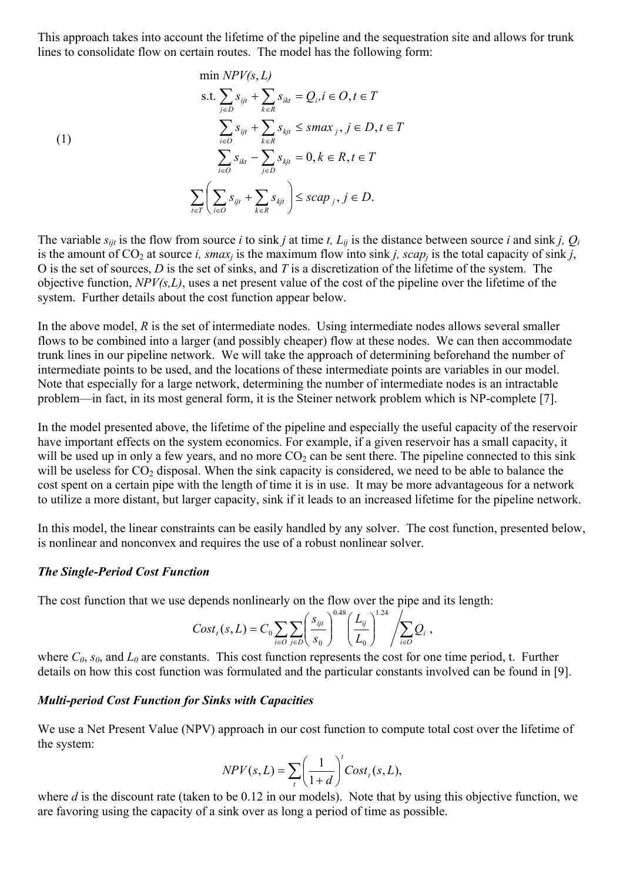This approach takes into account the lifetime of the pipeline and the sequestration site and allows for trunk lines to consolidate flow on certain routes. The model has the following form:

$$
\begin{aligned}
&\min NPV(s,L) \\
&\text{s.t.} \sum_{j \in D} s_{ijt} + \sum_{k \in R} s_{ikt} = Q_i, i \in O, t \in T \\
&\sum_{i \in O} s_{ijt} + \sum_{k \in R} s_{kjt} \le smax_j, j \in D, t \in T \\
&\sum_{i \in O} s_{ikt} - \sum_{j \in D} s_{kjt} = 0, k \in R, t \in T \\
&\sum_{t \in T} \left( \sum_{i \in O} s_{ijt} + \sum_{k \in R} s_{kjt} \right) \le scap_j, j \in D.
\end{aligned} \tag{1}
$$

The variable $s_{ijt}$ is the flow from source $i$ to sink $j$ at time $t$, $L_{ij}$ is the distance between source $i$ and sink $j$, $Q_i$ is the amount of $CO_2$ at source $i$, $smax_j$ is the maximum flow into sink $j$, $scap_j$ is the total capacity of sink $j$, O is the set of sources, $D$ is the set of sinks, and $T$ is a discretization of the lifetime of the system. The objective function, $NPV(s,L)$, uses a net present value of the cost of the pipeline over the lifetime of the system. Further details about the cost function appear below.

In the above model, $R$ is the set of intermediate nodes. Using intermediate nodes allows several smaller flows to be combined into a larger (and possibly cheaper) flow at these nodes. We can then accommodate trunk lines in our pipeline network. We will take the approach of determining beforehand the number of intermediate points to be used, and the locations of these intermediate points are variables in our model. Note that especially for a large network, determining the number of intermediate nodes is an intractable problem—in fact, in its most general form, it is the Steiner network problem which is NP-complete [7].

In the model presented above, the lifetime of the pipeline and especially the useful capacity of the reservoir have important effects on the system economics. For example, if a given reservoir has a small capacity, it will be used up in only a few years, and no more $CO_2$ can be sent there. The pipeline connected to this sink will be useless for $CO_2$ disposal. When the sink capacity is considered, we need to be able to balance the cost spent on a certain pipe with the length of time it is in use. It may be more advantageous for a network to utilize a more distant, but larger capacity, sink if it leads to an increased lifetime for the pipeline network.

In this model, the linear constraints can be easily handled by any solver. The cost function, presented below, is nonlinear and nonconvex and requires the use of a robust nonlinear solver.

### *The Single-Period Cost Function*

The cost function that we use depends nonlinearly on the flow over the pipe and its length:

$$
Cost_t(s,L) = C_0 \sum_{i \in O} \sum_{j \in D} \left( \frac{s_{ijt}}{s_0} \right)^{0.48} \left( \frac{L_{ij}}{L_0} \right)^{1.24} \Bigg/ \sum_{i \in O} Q_i \,,
$$

where $C_0$, $s_0$, and $L_0$ are constants. This cost function represents the cost for one time period, t. Further details on how this cost function was formulated and the particular constants involved can be found in [9].

### *Multi-period Cost Function for Sinks with Capacities*

We use a Net Present Value (NPV) approach in our cost function to compute total cost over the lifetime of the system:

$$
NPV(s,L) = \sum_t \left( \frac{1}{1+d} \right)^t Cost_t(s,L),
$$

where $d$ is the discount rate (taken to be 0.12 in our models). Note that by using this objective function, we are favoring using the capacity of a sink over as long a period of time as possible.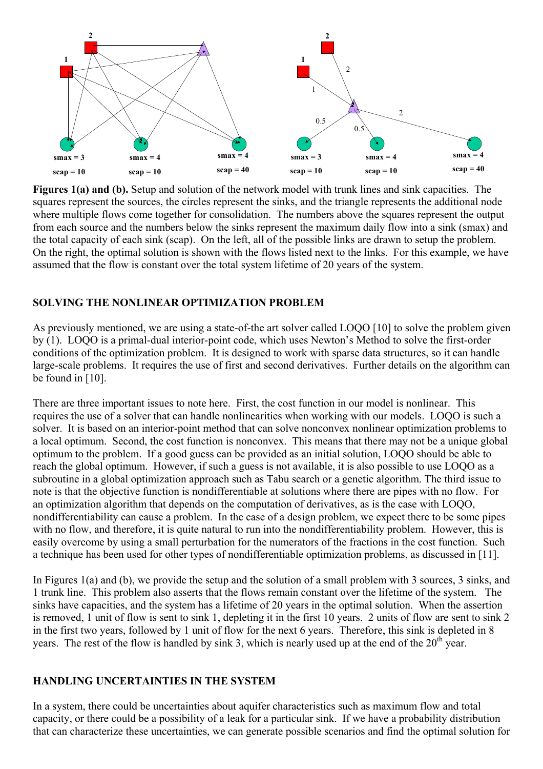2

1

smax = 3 smax = 4 smax = 4

scap = 10 scap = 10 scap = 40

2

1

2

1

0.5

0.5

2

smax = 3 smax = 4 smax = 4

scap = 10 scap = 10 scap = 40

**Figures 1(a) and (b).** Setup and solution of the network model with trunk lines and sink capacities. The squares represent the sources, the circles represent the sinks, and the triangle represents the additional node where multiple flows come together for consolidation. The numbers above the squares represent the output from each source and the numbers below the sinks represent the maximum daily flow into a sink (smax) and the total capacity of each sink (scap). On the left, all of the possible links are drawn to setup the problem. On the right, the optimal solution is shown with the flows listed next to the links. For this example, we have assumed that the flow is constant over the total system lifetime of 20 years of the system.

## SOLVING THE NONLINEAR OPTIMIZATION PROBLEM

As previously mentioned, we are using a state-of-the art solver called LOQO [10] to solve the problem given by (1). LOQO is a primal-dual interior-point code, which uses Newton's Method to solve the first-order conditions of the optimization problem. It is designed to work with sparse data structures, so it can handle large-scale problems. It requires the use of first and second derivatives. Further details on the algorithm can be found in [10].

There are three important issues to note here. First, the cost function in our model is nonlinear. This requires the use of a solver that can handle nonlinearities when working with our models. LOQO is such a solver. It is based on an interior-point method that can solve nonconvex nonlinear optimization problems to a local optimum. Second, the cost function is nonconvex. This means that there may not be a unique global optimum to the problem. If a good guess can be provided as an initial solution, LOQO should be able to reach the global optimum. However, if such a guess is not available, it is also possible to use LOQO as a subroutine in a global optimization approach such as Tabu search or a genetic algorithm. The third issue to note is that the objective function is nondifferentiable at solutions where there are pipes with no flow. For an optimization algorithm that depends on the computation of derivatives, as is the case with LOQO, nondifferentiability can cause a problem. In the case of a design problem, we expect there to be some pipes with no flow, and therefore, it is quite natural to run into the nondifferentiability problem. However, this is easily overcome by using a small perturbation for the numerators of the fractions in the cost function. Such a technique has been used for other types of nondifferentiable optimization problems, as discussed in [11].

In Figures 1(a) and (b), we provide the setup and the solution of a small problem with 3 sources, 3 sinks, and 1 trunk line. This problem also asserts that the flows remain constant over the lifetime of the system. The sinks have capacities, and the system has a lifetime of 20 years in the optimal solution. When the assertion is removed, 1 unit of flow is sent to sink 1, depleting it in the first 10 years. 2 units of flow are sent to sink 2 in the first two years, followed by 1 unit of flow for the next 6 years. Therefore, this sink is depleted in 8 years. The rest of the flow is handled by sink 3, which is nearly used up at the end of the 20th year.

## HANDLING UNCERTAINTIES IN THE SYSTEM

In a system, there could be uncertainties about aquifer characteristics such as maximum flow and total capacity, or there could be a possibility of a leak for a particular sink. If we have a probability distribution that can characterize these uncertainties, we can generate possible scenarios and find the optimal solution for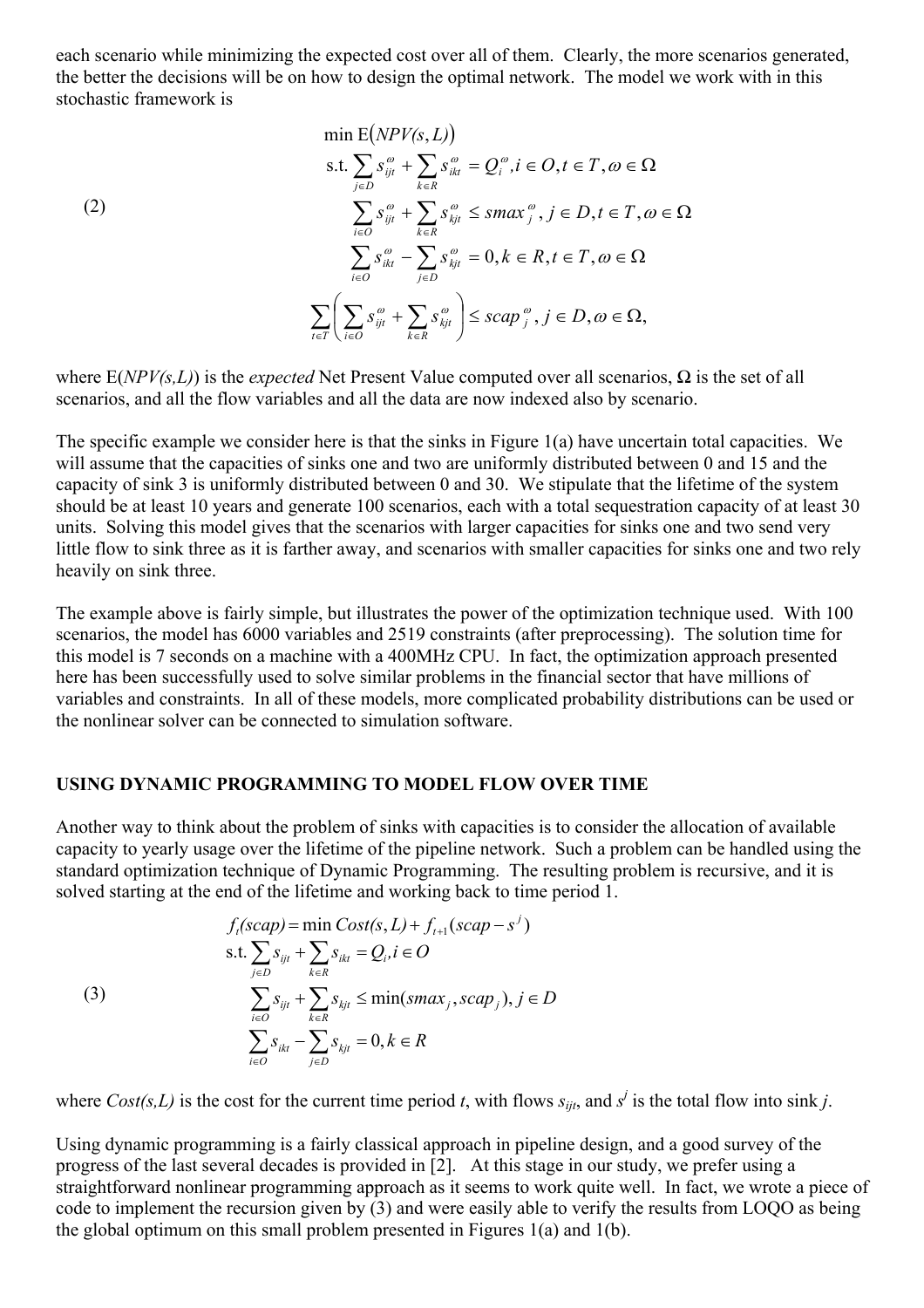each scenario while minimizing the expected cost over all of them. Clearly, the more scenarios generated, the better the decisions will be on how to design the optimal network. The model we work with in this stochastic framework is

$$
\begin{aligned}
&\min \; \mathrm{E}\big(NPV(s,L)\big) \\
&\text{s.t.} \sum_{j\in D} s_{ijt}^{\omega} + \sum_{k\in R} s_{ikt}^{\omega} = Q_i^{\omega}, i \in O, t \in T, \omega \in \Omega \\
&\qquad \sum_{i\in O} s_{ijt}^{\omega} + \sum_{k\in R} s_{kjt}^{\omega} \le smax_j^{\omega}, j \in D, t \in T, \omega \in \Omega \\
&\qquad \sum_{i\in O} s_{ikt}^{\omega} - \sum_{j\in D} s_{kjt}^{\omega} = 0, k \in R, t \in T, \omega \in \Omega \\
&\sum_{t\in T}\left( \sum_{i\in O} s_{ijt}^{\omega} + \sum_{k\in R} s_{kjt}^{\omega} \right) \le scap_j^{\omega}, j \in D, \omega \in \Omega,
\end{aligned}
\tag{2}
$$

where E(*NPV(s,L)*) is the *expected* Net Present Value computed over all scenarios, $\Omega$ is the set of all scenarios, and all the flow variables and all the data are now indexed also by scenario.

The specific example we consider here is that the sinks in Figure 1(a) have uncertain total capacities. We will assume that the capacities of sinks one and two are uniformly distributed between 0 and 15 and the capacity of sink 3 is uniformly distributed between 0 and 30. We stipulate that the lifetime of the system should be at least 10 years and generate 100 scenarios, each with a total sequestration capacity of at least 30 units. Solving this model gives that the scenarios with larger capacities for sinks one and two send very little flow to sink three as it is farther away, and scenarios with smaller capacities for sinks one and two rely heavily on sink three.

The example above is fairly simple, but illustrates the power of the optimization technique used. With 100 scenarios, the model has 6000 variables and 2519 constraints (after preprocessing). The solution time for this model is 7 seconds on a machine with a 400MHz CPU. In fact, the optimization approach presented here has been successfully used to solve similar problems in the financial sector that have millions of variables and constraints. In all of these models, more complicated probability distributions can be used or the nonlinear solver can be connected to simulation software.

## USING DYNAMIC PROGRAMMING TO MODEL FLOW OVER TIME

Another way to think about the problem of sinks with capacities is to consider the allocation of available capacity to yearly usage over the lifetime of the pipeline network. Such a problem can be handled using the standard optimization technique of Dynamic Programming. The resulting problem is recursive, and it is solved starting at the end of the lifetime and working back to time period 1.

$$
\begin{aligned}
&f_t(scap) = \min Cost(s,L) + f_{t+1}(scap - s^j) \\
&\text{s.t.} \sum_{j\in D} s_{ijt} + \sum_{k\in R} s_{ikt} = Q_i, i \in O \\
&\qquad \sum_{i\in O} s_{ijt} + \sum_{k\in R} s_{kjt} \le \min(smax_j, scap_j), j \in D \\
&\qquad \sum_{i\in O} s_{ikt} - \sum_{j\in D} s_{kjt} = 0, k \in R
\end{aligned}
\tag{3}
$$

where *Cost(s,L)* is the cost for the current time period *t*, with flows $s_{ijt}$, and $s^j$ is the total flow into sink *j*.

Using dynamic programming is a fairly classical approach in pipeline design, and a good survey of the progress of the last several decades is provided in [2]. At this stage in our study, we prefer using a straightforward nonlinear programming approach as it seems to work quite well. In fact, we wrote a piece of code to implement the recursion given by (3) and were easily able to verify the results from LOQO as being the global optimum on this small problem presented in Figures 1(a) and 1(b).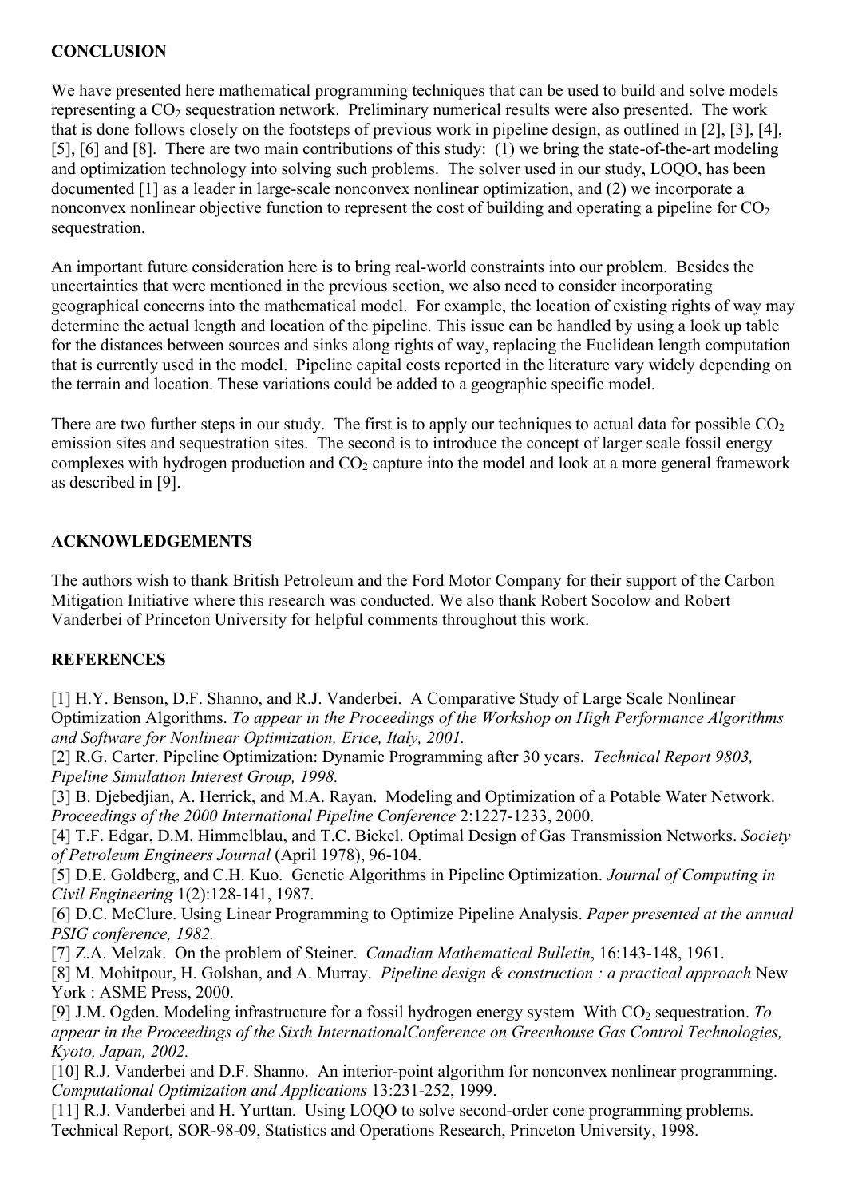## CONCLUSION

We have presented here mathematical programming techniques that can be used to build and solve models representing a $CO_2$ sequestration network. Preliminary numerical results were also presented. The work that is done follows closely on the footsteps of previous work in pipeline design, as outlined in [2], [3], [4], [5], [6] and [8]. There are two main contributions of this study: (1) we bring the state-of-the-art modeling and optimization technology into solving such problems. The solver used in our study, LOQO, has been documented [1] as a leader in large-scale nonconvex nonlinear optimization, and (2) we incorporate a nonconvex nonlinear objective function to represent the cost of building and operating a pipeline for $CO_2$ sequestration.

An important future consideration here is to bring real-world constraints into our problem. Besides the uncertainties that were mentioned in the previous section, we also need to consider incorporating geographical concerns into the mathematical model. For example, the location of existing rights of way may determine the actual length and location of the pipeline. This issue can be handled by using a look up table for the distances between sources and sinks along rights of way, replacing the Euclidean length computation that is currently used in the model. Pipeline capital costs reported in the literature vary widely depending on the terrain and location. These variations could be added to a geographic specific model.

There are two further steps in our study. The first is to apply our techniques to actual data for possible $CO_2$ emission sites and sequestration sites. The second is to introduce the concept of larger scale fossil energy complexes with hydrogen production and $CO_2$ capture into the model and look at a more general framework as described in [9].

## ACKNOWLEDGEMENTS

The authors wish to thank British Petroleum and the Ford Motor Company for their support of the Carbon Mitigation Initiative where this research was conducted. We also thank Robert Socolow and Robert Vanderbei of Princeton University for helpful comments throughout this work.

## REFERENCES

[1] H.Y. Benson, D.F. Shanno, and R.J. Vanderbei. A Comparative Study of Large Scale Nonlinear Optimization Algorithms. *To appear in the Proceedings of the Workshop on High Performance Algorithms and Software for Nonlinear Optimization, Erice, Italy, 2001.*

[2] R.G. Carter. Pipeline Optimization: Dynamic Programming after 30 years. *Technical Report 9803, Pipeline Simulation Interest Group, 1998.*

[3] B. Djebedjian, A. Herrick, and M.A. Rayan. Modeling and Optimization of a Potable Water Network. *Proceedings of the 2000 International Pipeline Conference* 2:1227-1233, 2000.

[4] T.F. Edgar, D.M. Himmelblau, and T.C. Bickel. Optimal Design of Gas Transmission Networks. *Society of Petroleum Engineers Journal* (April 1978), 96-104.

[5] D.E. Goldberg, and C.H. Kuo. Genetic Algorithms in Pipeline Optimization. *Journal of Computing in Civil Engineering* 1(2):128-141, 1987.

[6] D.C. McClure. Using Linear Programming to Optimize Pipeline Analysis. *Paper presented at the annual PSIG conference, 1982.*

[7] Z.A. Melzak. On the problem of Steiner. *Canadian Mathematical Bulletin*, 16:143-148, 1961.

[8] M. Mohitpour, H. Golshan, and A. Murray. *Pipeline design & construction : a practical approach* New York : ASME Press, 2000.

[9] J.M. Ogden. Modeling infrastructure for a fossil hydrogen energy system With $CO_2$ sequestration. *To appear in the Proceedings of the Sixth InternationalConference on Greenhouse Gas Control Technologies, Kyoto, Japan, 2002.*

[10] R.J. Vanderbei and D.F. Shanno. An interior-point algorithm for nonconvex nonlinear programming. *Computational Optimization and Applications* 13:231-252, 1999.

[11] R.J. Vanderbei and H. Yurttan. Using LOQO to solve second-order cone programming problems. Technical Report, SOR-98-09, Statistics and Operations Research, Princeton University, 1998.